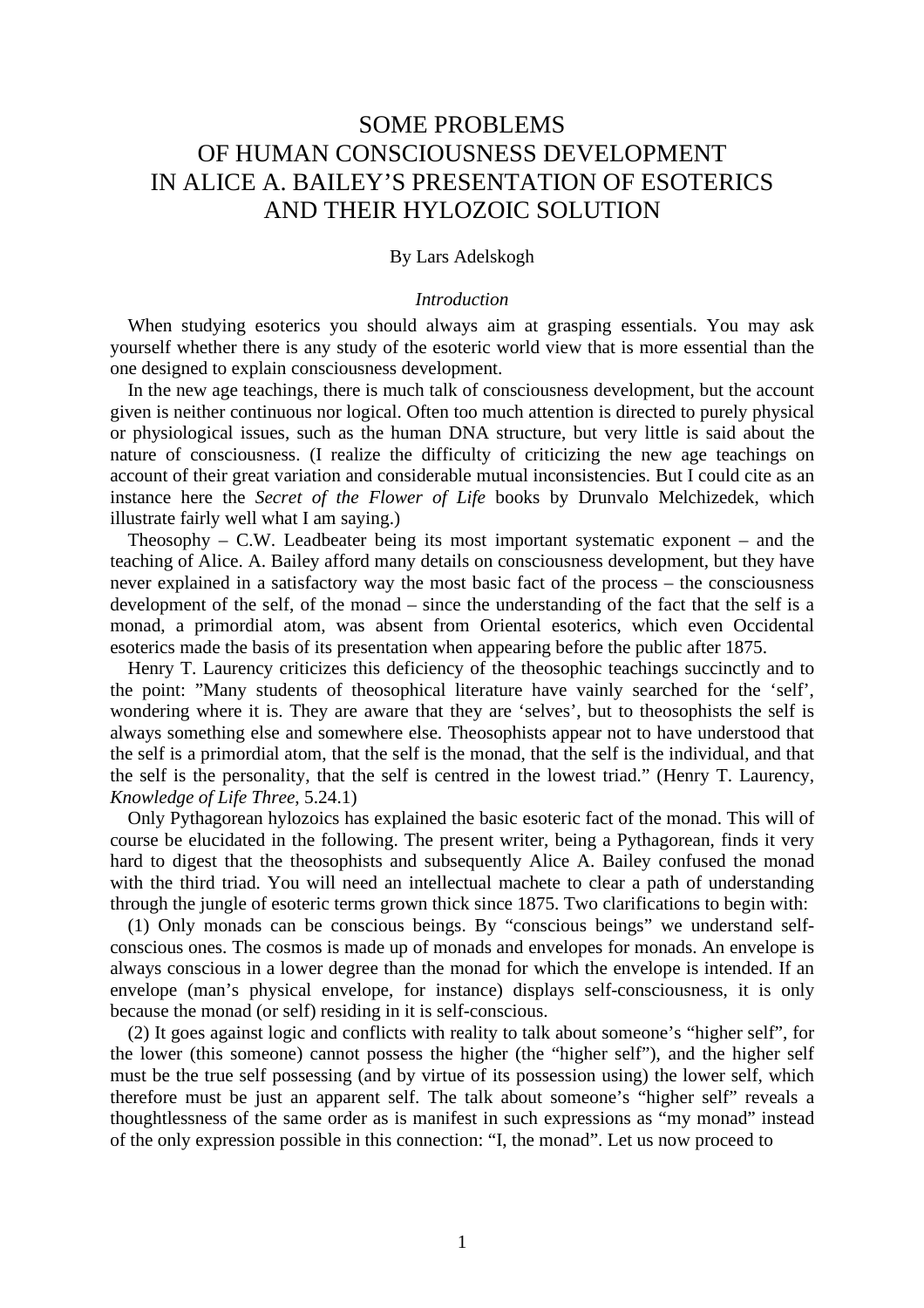# SOME PROBLEMS OF HUMAN CONSCIOUSNESS DEVELOPMENT IN ALICE A. BAILEY'S PRESENTATION OF ESOTERICS AND THEIR HYLOZOIC SOLUTION

By Lars Adelskogh

## *Introduction*

When studying esoterics you should always aim at grasping essentials. You may ask yourself whether there is any study of the esoteric world view that is more essential than the one designed to explain consciousness development.

In the new age teachings, there is much talk of consciousness development, but the account given is neither continuous nor logical. Often too much attention is directed to purely physical or physiological issues, such as the human DNA structure, but very little is said about the nature of consciousness. (I realize the difficulty of criticizing the new age teachings on account of their great variation and considerable mutual inconsistencies. But I could cite as an instance here the *Secret of the Flower of Life* books by Drunvalo Melchizedek, which illustrate fairly well what I am saying.)

Theosophy – C.W. Leadbeater being its most important systematic exponent – and the teaching of Alice. A. Bailey afford many details on consciousness development, but they have never explained in a satisfactory way the most basic fact of the process – the consciousness development of the self, of the monad – since the understanding of the fact that the self is a monad, a primordial atom, was absent from Oriental esoterics, which even Occidental esoterics made the basis of its presentation when appearing before the public after 1875.

Henry T. Laurency criticizes this deficiency of the theosophic teachings succinctly and to the point: "Many students of theosophical literature have vainly searched for the 'self', wondering where it is. They are aware that they are 'selves', but to theosophists the self is always something else and somewhere else. Theosophists appear not to have understood that the self is a primordial atom, that the self is the monad, that the self is the individual, and that the self is the personality, that the self is centred in the lowest triad." (Henry T. Laurency, *Knowledge of Life Three*, 5.24.1)

Only Pythagorean hylozoics has explained the basic esoteric fact of the monad. This will of course be elucidated in the following. The present writer, being a Pythagorean, finds it very hard to digest that the theosophists and subsequently Alice A. Bailey confused the monad with the third triad. You will need an intellectual machete to clear a path of understanding through the jungle of esoteric terms grown thick since 1875. Two clarifications to begin with:

(1) Only monads can be conscious beings. By "conscious beings" we understand self-conscious ones. The cosmos is made up of monads and envelopes for monads. An envelope is always conscious in a lower degree than the monad for which the envelope is intended. If an envelope (man's physical envelope, for instance) displays self-consciousness, it is only because the monad (or self) residing in it is self-conscious.

(2) It goes against logic and conflicts with reality to talk about someone's "higher self", for the lower (this someone) cannot possess the higher (the "higher self"), and the higher self must be the true self possessing (and by virtue of its possession using) the lower self, which therefore must be just an apparent self. The talk about someone's "higher self" reveals a thoughtlessness of the same order as is manifest in such expressions as "my monad" instead of the only expression possible in this connection: "I, the monad". Let us now proceed to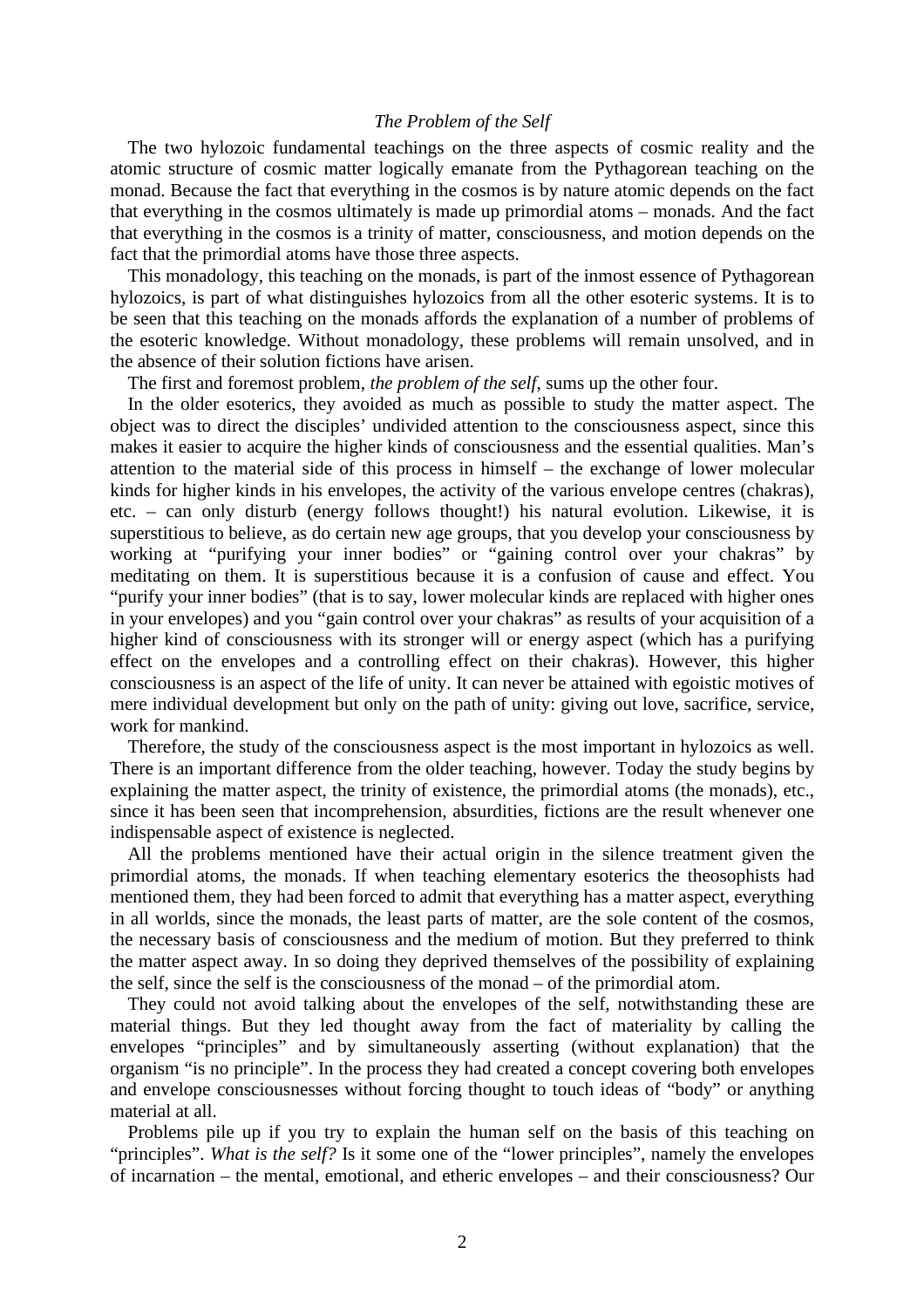## *The Problem of the Self*

The two hylozoic fundamental teachings on the three aspects of cosmic reality and the atomic structure of cosmic matter logically emanate from the Pythagorean teaching on the monad. Because the fact that everything in the cosmos is by nature atomic depends on the fact that everything in the cosmos ultimately is made up primordial atoms – monads. And the fact that everything in the cosmos is a trinity of matter, consciousness, and motion depends on the fact that the primordial atoms have those three aspects.

This monadology, this teaching on the monads, is part of the inmost essence of Pythagorean hylozoics, is part of what distinguishes hylozoics from all the other esoteric systems. It is to be seen that this teaching on the monads affords the explanation of a number of problems of the esoteric knowledge. Without monadology, these problems will remain unsolved, and in the absence of their solution fictions have arisen.

The first and foremost problem, *the problem of the self*, sums up the other four.

In the older esoterics, they avoided as much as possible to study the matter aspect. The object was to direct the disciples' undivided attention to the consciousness aspect, since this makes it easier to acquire the higher kinds of consciousness and the essential qualities. Man's attention to the material side of this process in himself – the exchange of lower molecular kinds for higher kinds in his envelopes, the activity of the various envelope centres (chakras), etc. – can only disturb (energy follows thought!) his natural evolution. Likewise, it is superstitious to believe, as do certain new age groups, that you develop your consciousness by working at "purifying your inner bodies" or "gaining control over your chakras" by meditating on them. It is superstitious because it is a confusion of cause and effect. You "purify your inner bodies" (that is to say, lower molecular kinds are replaced with higher ones in your envelopes) and you "gain control over your chakras" as results of your acquisition of a higher kind of consciousness with its stronger will or energy aspect (which has a purifying effect on the envelopes and a controlling effect on their chakras). However, this higher consciousness is an aspect of the life of unity. It can never be attained with egoistic motives of mere individual development but only on the path of unity: giving out love, sacrifice, service, work for mankind.

Therefore, the study of the consciousness aspect is the most important in hylozoics as well. There is an important difference from the older teaching, however. Today the study begins by explaining the matter aspect, the trinity of existence, the primordial atoms (the monads), etc., since it has been seen that incomprehension, absurdities, fictions are the result whenever one indispensable aspect of existence is neglected.

All the problems mentioned have their actual origin in the silence treatment given the primordial atoms, the monads. If when teaching elementary esoterics the theosophists had mentioned them, they had been forced to admit that everything has a matter aspect, everything in all worlds, since the monads, the least parts of matter, are the sole content of the cosmos, the necessary basis of consciousness and the medium of motion. But they preferred to think the matter aspect away. In so doing they deprived themselves of the possibility of explaining the self, since the self is the consciousness of the monad – of the primordial atom.

They could not avoid talking about the envelopes of the self, notwithstanding these are material things. But they led thought away from the fact of materiality by calling the envelopes "principles" and by simultaneously asserting (without explanation) that the organism "is no principle". In the process they had created a concept covering both envelopes and envelope consciousnesses without forcing thought to touch ideas of "body" or anything material at all.

Problems pile up if you try to explain the human self on the basis of this teaching on "principles". *What is the self?* Is it some one of the "lower principles", namely the envelopes of incarnation – the mental, emotional, and etheric envelopes – and their consciousness? Our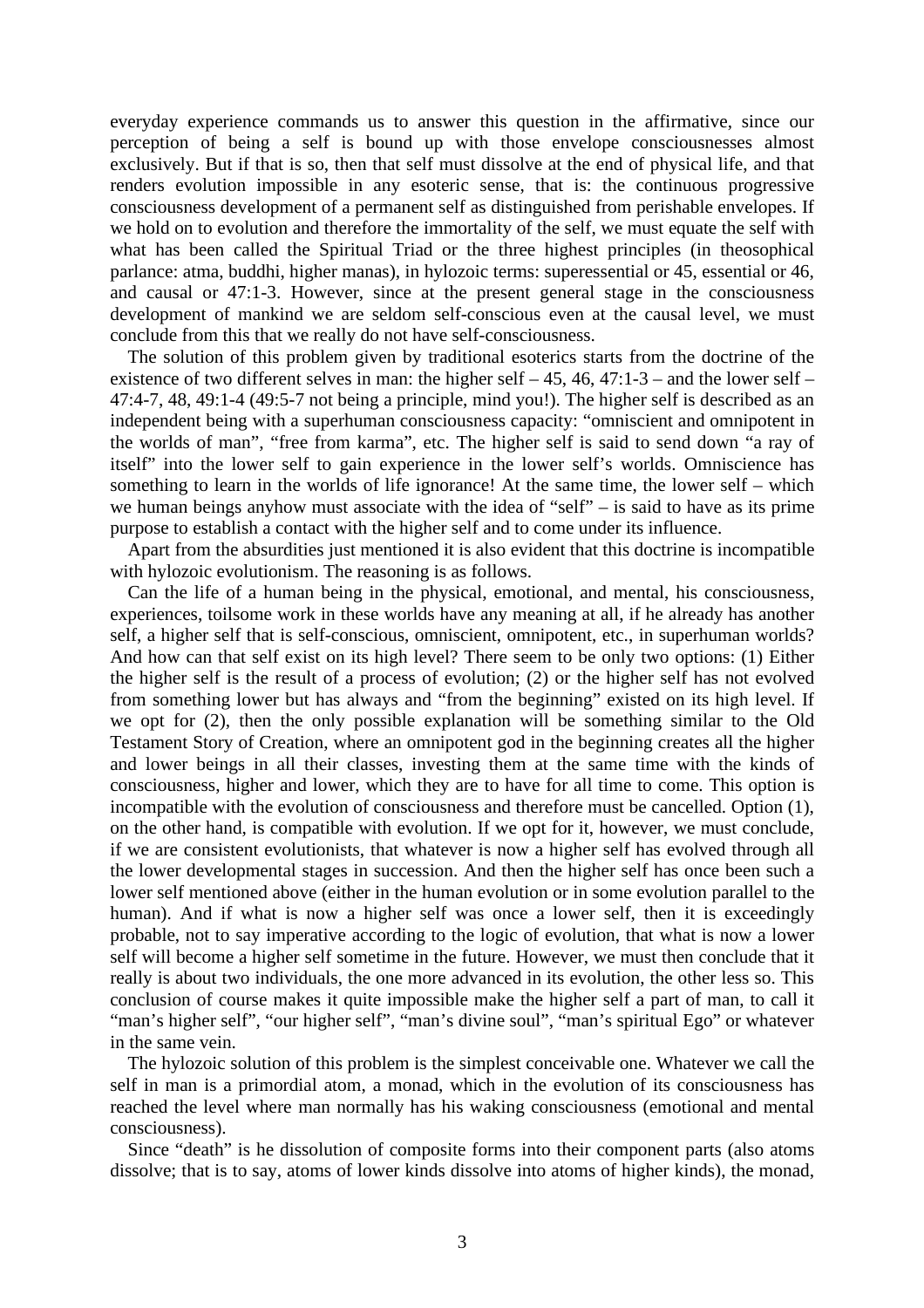everyday experience commands us to answer this question in the affirmative, since our perception of being a self is bound up with those envelope consciousnesses almost exclusively. But if that is so, then that self must dissolve at the end of physical life, and that renders evolution impossible in any esoteric sense, that is: the continuous progressive consciousness development of a permanent self as distinguished from perishable envelopes. If we hold on to evolution and therefore the immortality of the self, we must equate the self with what has been called the Spiritual Triad or the three highest principles (in theosophical parlance: atma, buddhi, higher manas), in hylozoic terms: superessential or 45, essential or 46, and causal or 47:1-3. However, since at the present general stage in the consciousness development of mankind we are seldom self-conscious even at the causal level, we must conclude from this that we really do not have self-consciousness.

The solution of this problem given by traditional esoterics starts from the doctrine of the existence of two different selves in man: the higher self – 45, 46, 47:1-3 – and the lower self – 47:4-7, 48, 49:1-4 (49:5-7 not being a principle, mind you!). The higher self is described as an independent being with a superhuman consciousness capacity: "omniscient and omnipotent in the worlds of man", "free from karma", etc. The higher self is said to send down "a ray of itself" into the lower self to gain experience in the lower self's worlds. Omniscience has something to learn in the worlds of life ignorance! At the same time, the lower self – which we human beings anyhow must associate with the idea of "self" – is said to have as its prime purpose to establish a contact with the higher self and to come under its influence.

Apart from the absurdities just mentioned it is also evident that this doctrine is incompatible with hylozoic evolutionism. The reasoning is as follows.

Can the life of a human being in the physical, emotional, and mental, his consciousness, experiences, toilsome work in these worlds have any meaning at all, if he already has another self, a higher self that is self-conscious, omniscient, omnipotent, etc., in superhuman worlds? And how can that self exist on its high level? There seem to be only two options: (1) Either the higher self is the result of a process of evolution; (2) or the higher self has not evolved from something lower but has always and "from the beginning" existed on its high level. If we opt for (2), then the only possible explanation will be something similar to the Old Testament Story of Creation, where an omnipotent god in the beginning creates all the higher and lower beings in all their classes, investing them at the same time with the kinds of consciousness, higher and lower, which they are to have for all time to come. This option is incompatible with the evolution of consciousness and therefore must be cancelled. Option (1), on the other hand, is compatible with evolution. If we opt for it, however, we must conclude, if we are consistent evolutionists, that whatever is now a higher self has evolved through all the lower developmental stages in succession. And then the higher self has once been such a lower self mentioned above (either in the human evolution or in some evolution parallel to the human). And if what is now a higher self was once a lower self, then it is exceedingly probable, not to say imperative according to the logic of evolution, that what is now a lower self will become a higher self sometime in the future. However, we must then conclude that it really is about two individuals, the one more advanced in its evolution, the other less so. This conclusion of course makes it quite impossible make the higher self a part of man, to call it "man's higher self", "our higher self", "man's divine soul", "man's spiritual Ego" or whatever in the same vein.

The hylozoic solution of this problem is the simplest conceivable one. Whatever we call the self in man is a primordial atom, a monad, which in the evolution of its consciousness has reached the level where man normally has his waking consciousness (emotional and mental consciousness).

Since "death" is he dissolution of composite forms into their component parts (also atoms dissolve; that is to say, atoms of lower kinds dissolve into atoms of higher kinds), the monad,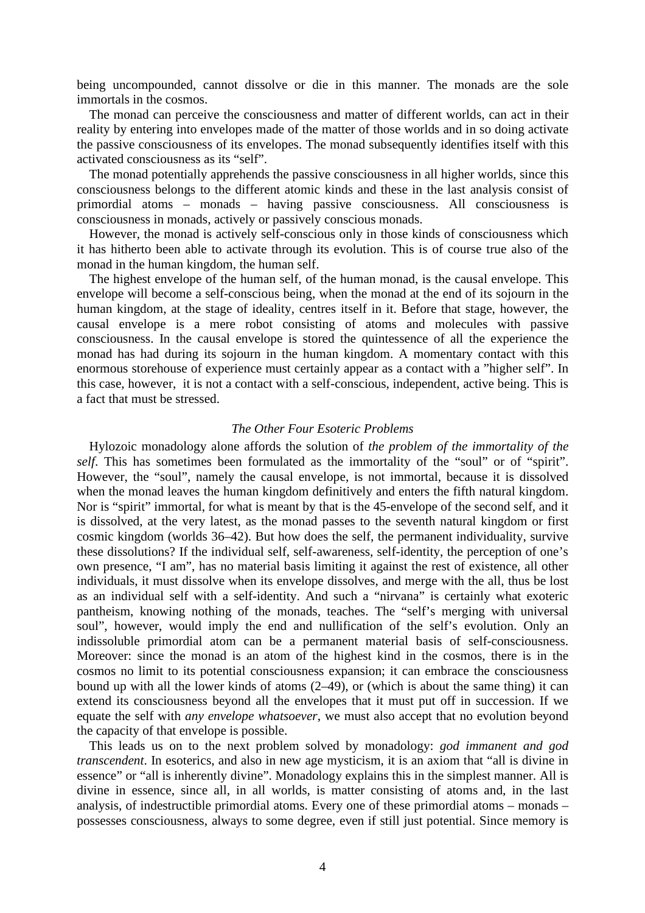being uncompounded, cannot dissolve or die in this manner. The monads are the sole immortals in the cosmos.

The monad can perceive the consciousness and matter of different worlds, can act in their reality by entering into envelopes made of the matter of those worlds and in so doing activate the passive consciousness of its envelopes. The monad subsequently identifies itself with this activated consciousness as its "self".

The monad potentially apprehends the passive consciousness in all higher worlds, since this consciousness belongs to the different atomic kinds and these in the last analysis consist of primordial atoms – monads – having passive consciousness. All consciousness is consciousness in monads, actively or passively conscious monads.

However, the monad is actively self-conscious only in those kinds of consciousness which it has hitherto been able to activate through its evolution. This is of course true also of the monad in the human kingdom, the human self.

The highest envelope of the human self, of the human monad, is the causal envelope. This envelope will become a self-conscious being, when the monad at the end of its sojourn in the human kingdom, at the stage of ideality, centres itself in it. Before that stage, however, the causal envelope is a mere robot consisting of atoms and molecules with passive consciousness. In the causal envelope is stored the quintessence of all the experience the monad has had during its sojourn in the human kingdom. A momentary contact with this enormous storehouse of experience must certainly appear as a contact with a "higher self". In this case, however, it is not a contact with a self-conscious, independent, active being. This is a fact that must be stressed.

### *The Other Four Esoteric Problems*

Hylozoic monadology alone affords the solution of *the problem of the immortality of the self*. This has sometimes been formulated as the immortality of the "soul" or of "spirit". However, the "soul", namely the causal envelope, is not immortal, because it is dissolved when the monad leaves the human kingdom definitively and enters the fifth natural kingdom. Nor is "spirit" immortal, for what is meant by that is the 45-envelope of the second self, and it is dissolved, at the very latest, as the monad passes to the seventh natural kingdom or first cosmic kingdom (worlds 36–42). But how does the self, the permanent individuality, survive these dissolutions? If the individual self, self-awareness, self-identity, the perception of one's own presence, "I am", has no material basis limiting it against the rest of existence, all other individuals, it must dissolve when its envelope dissolves, and merge with the all, thus be lost as an individual self with a self-identity. And such a "nirvana" is certainly what exoteric pantheism, knowing nothing of the monads, teaches. The "self's merging with universal soul", however, would imply the end and nullification of the self's evolution. Only an indissoluble primordial atom can be a permanent material basis of self-consciousness. Moreover: since the monad is an atom of the highest kind in the cosmos, there is in the cosmos no limit to its potential consciousness expansion; it can embrace the consciousness bound up with all the lower kinds of atoms (2–49), or (which is about the same thing) it can extend its consciousness beyond all the envelopes that it must put off in succession. If we equate the self with *any envelope whatsoever*, we must also accept that no evolution beyond the capacity of that envelope is possible.

This leads us on to the next problem solved by monadology: *god immanent and god transcendent*. In esoterics, and also in new age mysticism, it is an axiom that "all is divine in essence" or "all is inherently divine". Monadology explains this in the simplest manner. All is divine in essence, since all, in all worlds, is matter consisting of atoms and, in the last analysis, of indestructible primordial atoms. Every one of these primordial atoms – monads – possesses consciousness, always to some degree, even if still just potential. Since memory is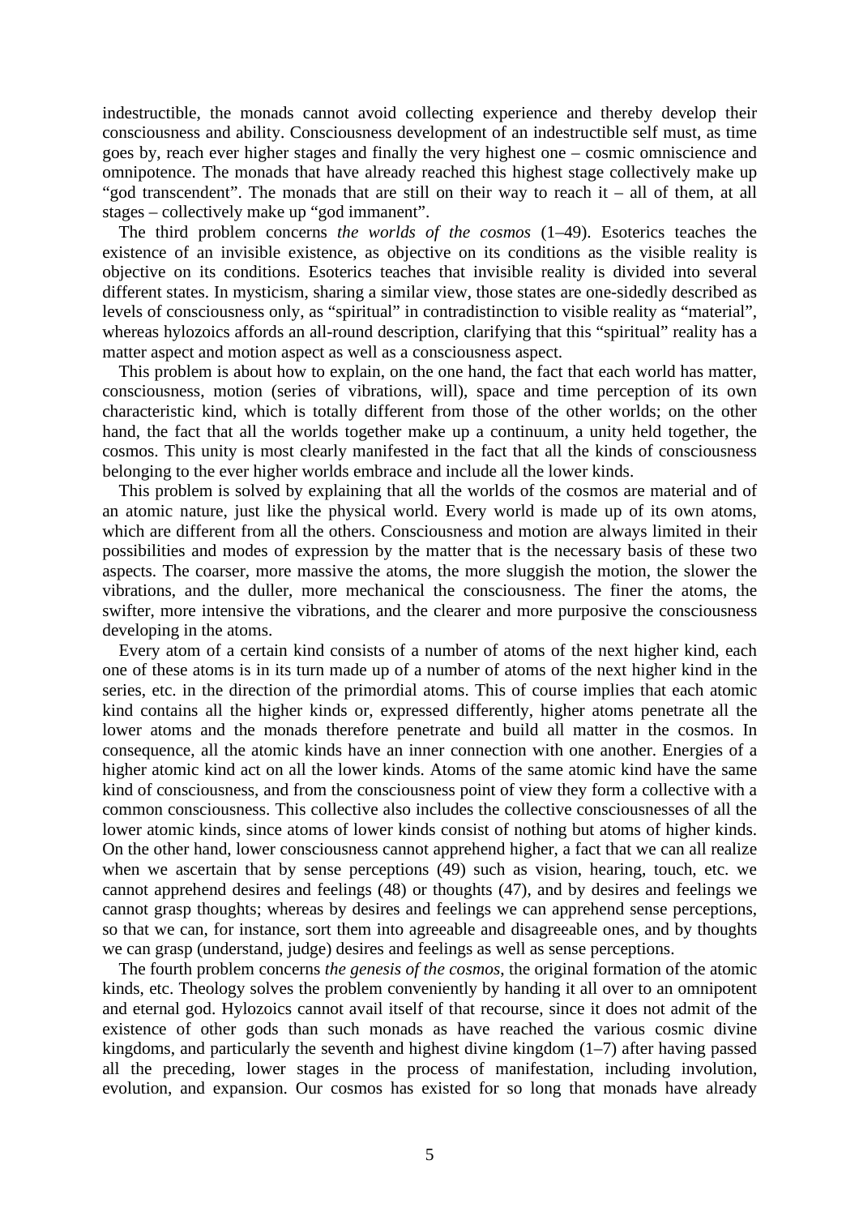indestructible, the monads cannot avoid collecting experience and thereby develop their consciousness and ability. Consciousness development of an indestructible self must, as time goes by, reach ever higher stages and finally the very highest one – cosmic omniscience and omnipotence. The monads that have already reached this highest stage collectively make up "god transcendent". The monads that are still on their way to reach it – all of them, at all stages – collectively make up "god immanent".

The third problem concerns *the worlds of the cosmos* (1–49). Esoterics teaches the existence of an invisible existence, as objective on its conditions as the visible reality is objective on its conditions. Esoterics teaches that invisible reality is divided into several different states. In mysticism, sharing a similar view, those states are one-sidedly described as levels of consciousness only, as "spiritual" in contradistinction to visible reality as "material", whereas hylozoics affords an all-round description, clarifying that this "spiritual" reality has a matter aspect and motion aspect as well as a consciousness aspect.

This problem is about how to explain, on the one hand, the fact that each world has matter, consciousness, motion (series of vibrations, will), space and time perception of its own characteristic kind, which is totally different from those of the other worlds; on the other hand, the fact that all the worlds together make up a continuum, a unity held together, the cosmos. This unity is most clearly manifested in the fact that all the kinds of consciousness belonging to the ever higher worlds embrace and include all the lower kinds.

This problem is solved by explaining that all the worlds of the cosmos are material and of an atomic nature, just like the physical world. Every world is made up of its own atoms, which are different from all the others. Consciousness and motion are always limited in their possibilities and modes of expression by the matter that is the necessary basis of these two aspects. The coarser, more massive the atoms, the more sluggish the motion, the slower the vibrations, and the duller, more mechanical the consciousness. The finer the atoms, the swifter, more intensive the vibrations, and the clearer and more purposive the consciousness developing in the atoms.

Every atom of a certain kind consists of a number of atoms of the next higher kind, each one of these atoms is in its turn made up of a number of atoms of the next higher kind in the series, etc. in the direction of the primordial atoms. This of course implies that each atomic kind contains all the higher kinds or, expressed differently, higher atoms penetrate all the lower atoms and the monads therefore penetrate and build all matter in the cosmos. In consequence, all the atomic kinds have an inner connection with one another. Energies of a higher atomic kind act on all the lower kinds. Atoms of the same atomic kind have the same kind of consciousness, and from the consciousness point of view they form a collective with a common consciousness. This collective also includes the collective consciousnesses of all the lower atomic kinds, since atoms of lower kinds consist of nothing but atoms of higher kinds. On the other hand, lower consciousness cannot apprehend higher, a fact that we can all realize when we ascertain that by sense perceptions (49) such as vision, hearing, touch, etc. we cannot apprehend desires and feelings (48) or thoughts (47), and by desires and feelings we cannot grasp thoughts; whereas by desires and feelings we can apprehend sense perceptions, so that we can, for instance, sort them into agreeable and disagreeable ones, and by thoughts we can grasp (understand, judge) desires and feelings as well as sense perceptions.

The fourth problem concerns *the genesis of the cosmos*, the original formation of the atomic kinds, etc. Theology solves the problem conveniently by handing it all over to an omnipotent and eternal god. Hylozoics cannot avail itself of that recourse, since it does not admit of the existence of other gods than such monads as have reached the various cosmic divine kingdoms, and particularly the seventh and highest divine kingdom (1–7) after having passed all the preceding, lower stages in the process of manifestation, including involution, evolution, and expansion. Our cosmos has existed for so long that monads have already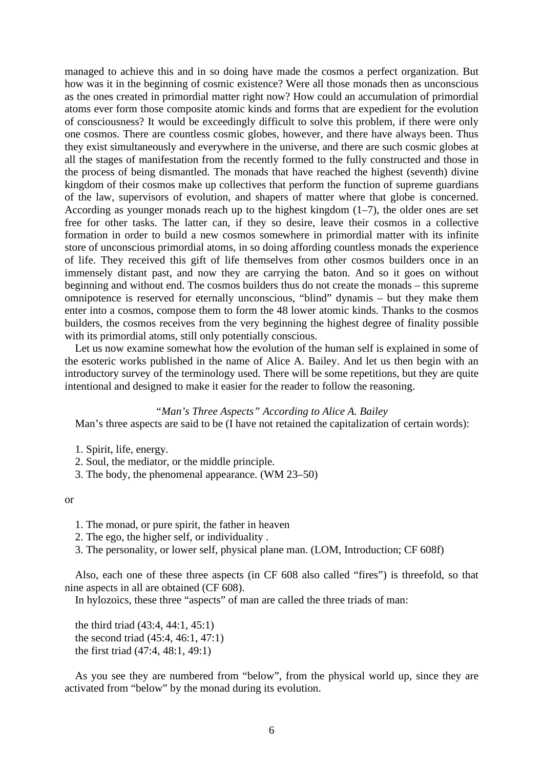managed to achieve this and in so doing have made the cosmos a perfect organization. But how was it in the beginning of cosmic existence? Were all those monads then as unconscious as the ones created in primordial matter right now? How could an accumulation of primordial atoms ever form those composite atomic kinds and forms that are expedient for the evolution of consciousness? It would be exceedingly difficult to solve this problem, if there were only one cosmos. There are countless cosmic globes, however, and there have always been. Thus they exist simultaneously and everywhere in the universe, and there are such cosmic globes at all the stages of manifestation from the recently formed to the fully constructed and those in the process of being dismantled. The monads that have reached the highest (seventh) divine kingdom of their cosmos make up collectives that perform the function of supreme guardians of the law, supervisors of evolution, and shapers of matter where that globe is concerned. According as younger monads reach up to the highest kingdom (1–7), the older ones are set free for other tasks. The latter can, if they so desire, leave their cosmos in a collective formation in order to build a new cosmos somewhere in primordial matter with its infinite store of unconscious primordial atoms, in so doing affording countless monads the experience of life. They received this gift of life themselves from other cosmos builders once in an immensely distant past, and now they are carrying the baton. And so it goes on without beginning and without end. The cosmos builders thus do not create the monads – this supreme omnipotence is reserved for eternally unconscious, "blind" dynamis – but they make them enter into a cosmos, compose them to form the 48 lower atomic kinds. Thanks to the cosmos builders, the cosmos receives from the very beginning the highest degree of finality possible with its primordial atoms, still only potentially conscious.

Let us now examine somewhat how the evolution of the human self is explained in some of the esoteric works published in the name of Alice A. Bailey. And let us then begin with an introductory survey of the terminology used. There will be some repetitions, but they are quite intentional and designed to make it easier for the reader to follow the reasoning.

### *"Man's Three Aspects" According to Alice A. Bailey*

Man's three aspects are said to be (I have not retained the capitalization of certain words):

1. Spirit, life, energy.
2. Soul, the mediator, or the middle principle.
3. The body, the phenomenal appearance. (WM 23–50)

or

1. The monad, or pure spirit, the father in heaven
2. The ego, the higher self, or individuality .
3. The personality, or lower self, physical plane man. (LOM, Introduction; CF 608f)

Also, each one of these three aspects (in CF 608 also called "fires") is threefold, so that nine aspects in all are obtained (CF 608).

In hylozoics, these three "aspects" of man are called the three triads of man:

the third triad (43:4, 44:1, 45:1)
the second triad (45:4, 46:1, 47:1)
the first triad (47:4, 48:1, 49:1)

As you see they are numbered from "below", from the physical world up, since they are activated from "below" by the monad during its evolution.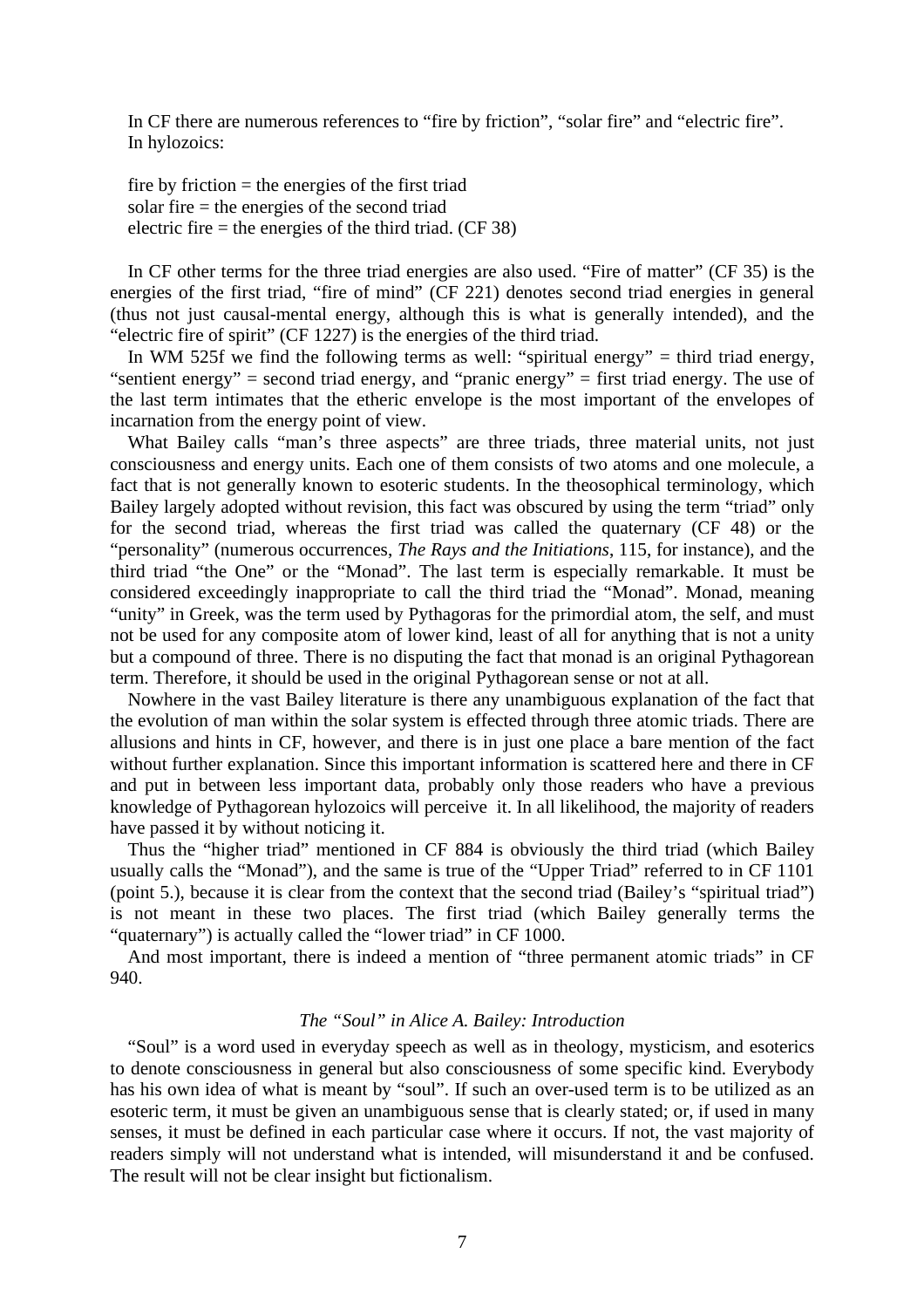In CF there are numerous references to “fire by friction”, “solar fire” and “electric fire”. In hylozoics:

fire by friction = the energies of the first triad
solar fire = the energies of the second triad
electric fire = the energies of the third triad. (CF 38)

In CF other terms for the three triad energies are also used. “Fire of matter” (CF 35) is the energies of the first triad, “fire of mind” (CF 221) denotes second triad energies in general (thus not just causal-mental energy, although this is what is generally intended), and the “electric fire of spirit” (CF 1227) is the energies of the third triad.

In WM 525f we find the following terms as well: “spiritual energy” = third triad energy, “sentient energy” = second triad energy, and “pranic energy” = first triad energy. The use of the last term intimates that the etheric envelope is the most important of the envelopes of incarnation from the energy point of view.

What Bailey calls “man’s three aspects” are three triads, three material units, not just consciousness and energy units. Each one of them consists of two atoms and one molecule, a fact that is not generally known to esoteric students. In the theosophical terminology, which Bailey largely adopted without revision, this fact was obscured by using the term “triad” only for the second triad, whereas the first triad was called the quaternary (CF 48) or the “personality” (numerous occurrences, *The Rays and the Initiations*, 115, for instance), and the third triad “the One” or the “Monad”. The last term is especially remarkable. It must be considered exceedingly inappropriate to call the third triad the “Monad”. Monad, meaning “unity” in Greek, was the term used by Pythagoras for the primordial atom, the self, and must not be used for any composite atom of lower kind, least of all for anything that is not a unity but a compound of three. There is no disputing the fact that monad is an original Pythagorean term. Therefore, it should be used in the original Pythagorean sense or not at all.

Nowhere in the vast Bailey literature is there any unambiguous explanation of the fact that the evolution of man within the solar system is effected through three atomic triads. There are allusions and hints in CF, however, and there is in just one place a bare mention of the fact without further explanation. Since this important information is scattered here and there in CF and put in between less important data, probably only those readers who have a previous knowledge of Pythagorean hylozoics will perceive it. In all likelihood, the majority of readers have passed it by without noticing it.

Thus the “higher triad” mentioned in CF 884 is obviously the third triad (which Bailey usually calls the “Monad”), and the same is true of the “Upper Triad” referred to in CF 1101 (point 5.), because it is clear from the context that the second triad (Bailey’s “spiritual triad”) is not meant in these two places. The first triad (which Bailey generally terms the “quaternary”) is actually called the “lower triad” in CF 1000.

And most important, there is indeed a mention of “three permanent atomic triads” in CF 940.

### *The “Soul” in Alice A. Bailey: Introduction*

“Soul” is a word used in everyday speech as well as in theology, mysticism, and esoterics to denote consciousness in general but also consciousness of some specific kind. Everybody has his own idea of what is meant by “soul”. If such an over-used term is to be utilized as an esoteric term, it must be given an unambiguous sense that is clearly stated; or, if used in many senses, it must be defined in each particular case where it occurs. If not, the vast majority of readers simply will not understand what is intended, will misunderstand it and be confused. The result will not be clear insight but fictionalism.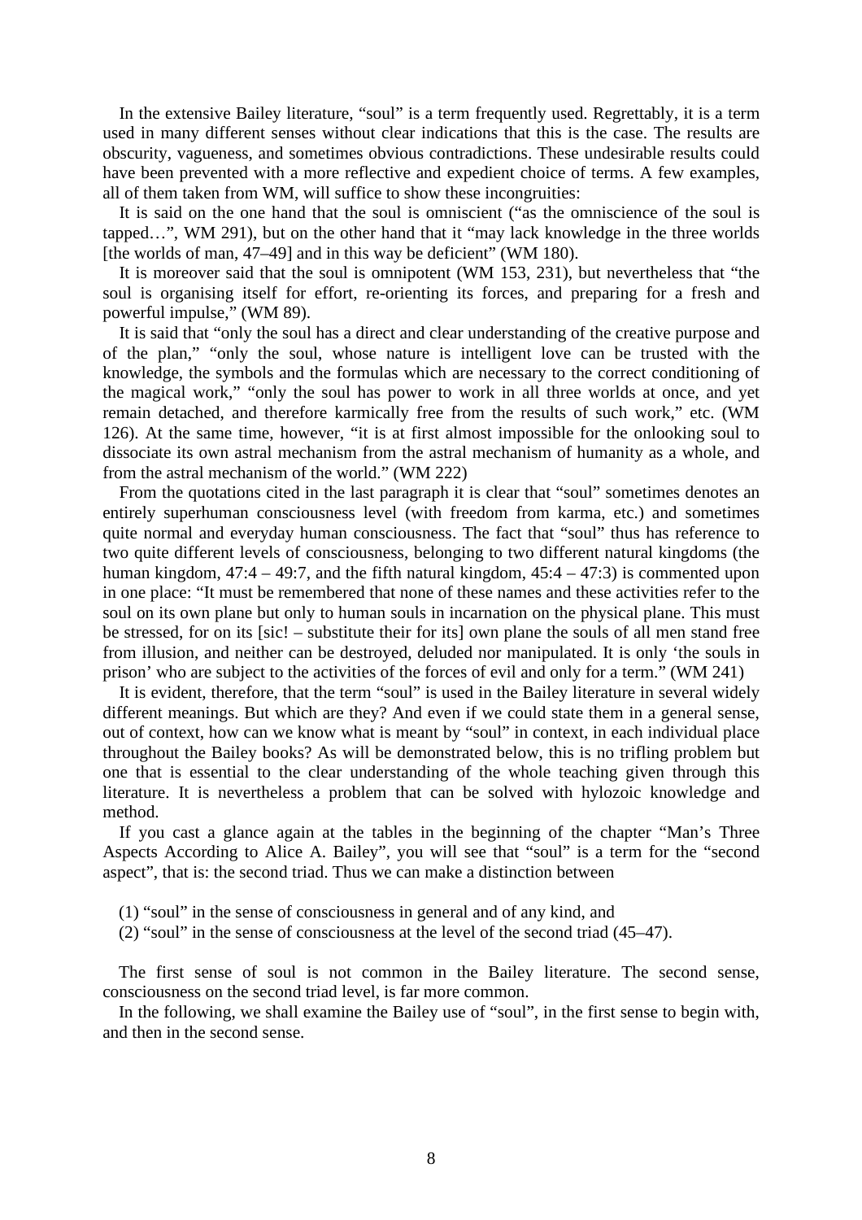In the extensive Bailey literature, "soul" is a term frequently used. Regrettably, it is a term used in many different senses without clear indications that this is the case. The results are obscurity, vagueness, and sometimes obvious contradictions. These undesirable results could have been prevented with a more reflective and expedient choice of terms. A few examples, all of them taken from WM, will suffice to show these incongruities:

It is said on the one hand that the soul is omniscient ("as the omniscience of the soul is tapped…", WM 291), but on the other hand that it "may lack knowledge in the three worlds [the worlds of man, 47–49] and in this way be deficient" (WM 180).

It is moreover said that the soul is omnipotent (WM 153, 231), but nevertheless that "the soul is organising itself for effort, re-orienting its forces, and preparing for a fresh and powerful impulse," (WM 89).

It is said that "only the soul has a direct and clear understanding of the creative purpose and of the plan," "only the soul, whose nature is intelligent love can be trusted with the knowledge, the symbols and the formulas which are necessary to the correct conditioning of the magical work," "only the soul has power to work in all three worlds at once, and yet remain detached, and therefore karmically free from the results of such work," etc. (WM 126). At the same time, however, "it is at first almost impossible for the onlooking soul to dissociate its own astral mechanism from the astral mechanism of humanity as a whole, and from the astral mechanism of the world." (WM 222)

From the quotations cited in the last paragraph it is clear that "soul" sometimes denotes an entirely superhuman consciousness level (with freedom from karma, etc.) and sometimes quite normal and everyday human consciousness. The fact that "soul" thus has reference to two quite different levels of consciousness, belonging to two different natural kingdoms (the human kingdom, 47:4 – 49:7, and the fifth natural kingdom, 45:4 – 47:3) is commented upon in one place: "It must be remembered that none of these names and these activities refer to the soul on its own plane but only to human souls in incarnation on the physical plane. This must be stressed, for on its [sic! – substitute their for its] own plane the souls of all men stand free from illusion, and neither can be destroyed, deluded nor manipulated. It is only 'the souls in prison' who are subject to the activities of the forces of evil and only for a term." (WM 241)

It is evident, therefore, that the term "soul" is used in the Bailey literature in several widely different meanings. But which are they? And even if we could state them in a general sense, out of context, how can we know what is meant by "soul" in context, in each individual place throughout the Bailey books? As will be demonstrated below, this is no trifling problem but one that is essential to the clear understanding of the whole teaching given through this literature. It is nevertheless a problem that can be solved with hylozoic knowledge and method.

If you cast a glance again at the tables in the beginning of the chapter "Man's Three Aspects According to Alice A. Bailey", you will see that "soul" is a term for the "second aspect", that is: the second triad. Thus we can make a distinction between

(1) "soul" in the sense of consciousness in general and of any kind, and
(2) "soul" in the sense of consciousness at the level of the second triad (45–47).

The first sense of soul is not common in the Bailey literature. The second sense, consciousness on the second triad level, is far more common.

In the following, we shall examine the Bailey use of "soul", in the first sense to begin with, and then in the second sense.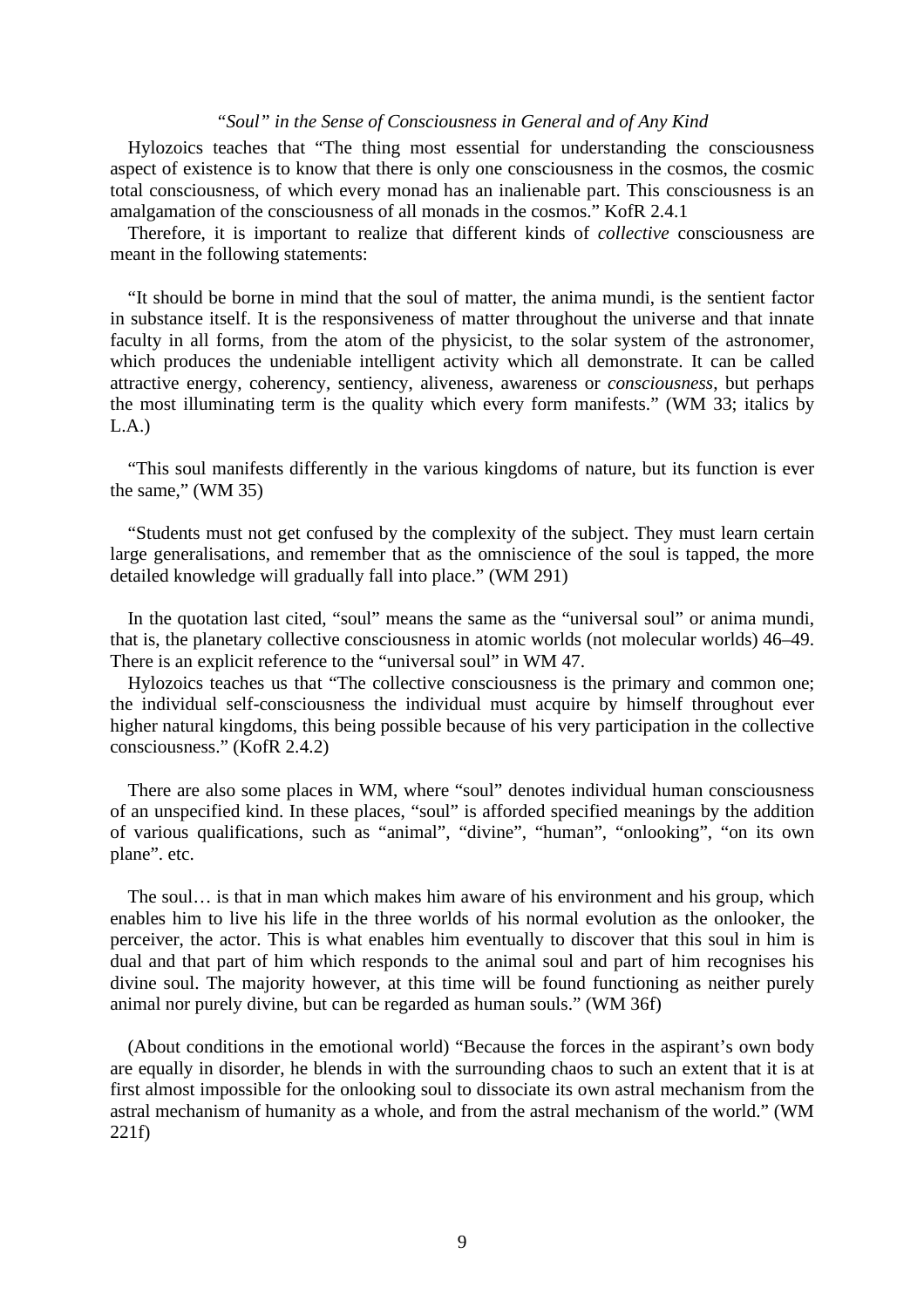*“Soul” in the Sense of Consciousness in General and of Any Kind*

Hylozoics teaches that “The thing most essential for understanding the consciousness aspect of existence is to know that there is only one consciousness in the cosmos, the cosmic total consciousness, of which every monad has an inalienable part. This consciousness is an amalgamation of the consciousness of all monads in the cosmos.” KofR 2.4.1

Therefore, it is important to realize that different kinds of *collective* consciousness are meant in the following statements:

“It should be borne in mind that the soul of matter, the anima mundi, is the sentient factor in substance itself. It is the responsiveness of matter throughout the universe and that innate faculty in all forms, from the atom of the physicist, to the solar system of the astronomer, which produces the undeniable intelligent activity which all demonstrate. It can be called attractive energy, coherency, sentiency, aliveness, awareness or *consciousness*, but perhaps the most illuminating term is the quality which every form manifests.” (WM 33; italics by L.A.)

“This soul manifests differently in the various kingdoms of nature, but its function is ever the same,” (WM 35)

“Students must not get confused by the complexity of the subject. They must learn certain large generalisations, and remember that as the omniscience of the soul is tapped, the more detailed knowledge will gradually fall into place.” (WM 291)

In the quotation last cited, “soul” means the same as the “universal soul” or anima mundi, that is, the planetary collective consciousness in atomic worlds (not molecular worlds) 46–49. There is an explicit reference to the “universal soul” in WM 47.

Hylozoics teaches us that “The collective consciousness is the primary and common one; the individual self-consciousness the individual must acquire by himself throughout ever higher natural kingdoms, this being possible because of his very participation in the collective consciousness.” (KofR 2.4.2)

There are also some places in WM, where “soul” denotes individual human consciousness of an unspecified kind. In these places, “soul” is afforded specified meanings by the addition of various qualifications, such as “animal”, “divine”, “human”, “onlooking”, “on its own plane”. etc.

The soul… is that in man which makes him aware of his environment and his group, which enables him to live his life in the three worlds of his normal evolution as the onlooker, the perceiver, the actor. This is what enables him eventually to discover that this soul in him is dual and that part of him which responds to the animal soul and part of him recognises his divine soul. The majority however, at this time will be found functioning as neither purely animal nor purely divine, but can be regarded as human souls.” (WM 36f)

(About conditions in the emotional world) “Because the forces in the aspirant’s own body are equally in disorder, he blends in with the surrounding chaos to such an extent that it is at first almost impossible for the onlooking soul to dissociate its own astral mechanism from the astral mechanism of humanity as a whole, and from the astral mechanism of the world.” (WM 221f)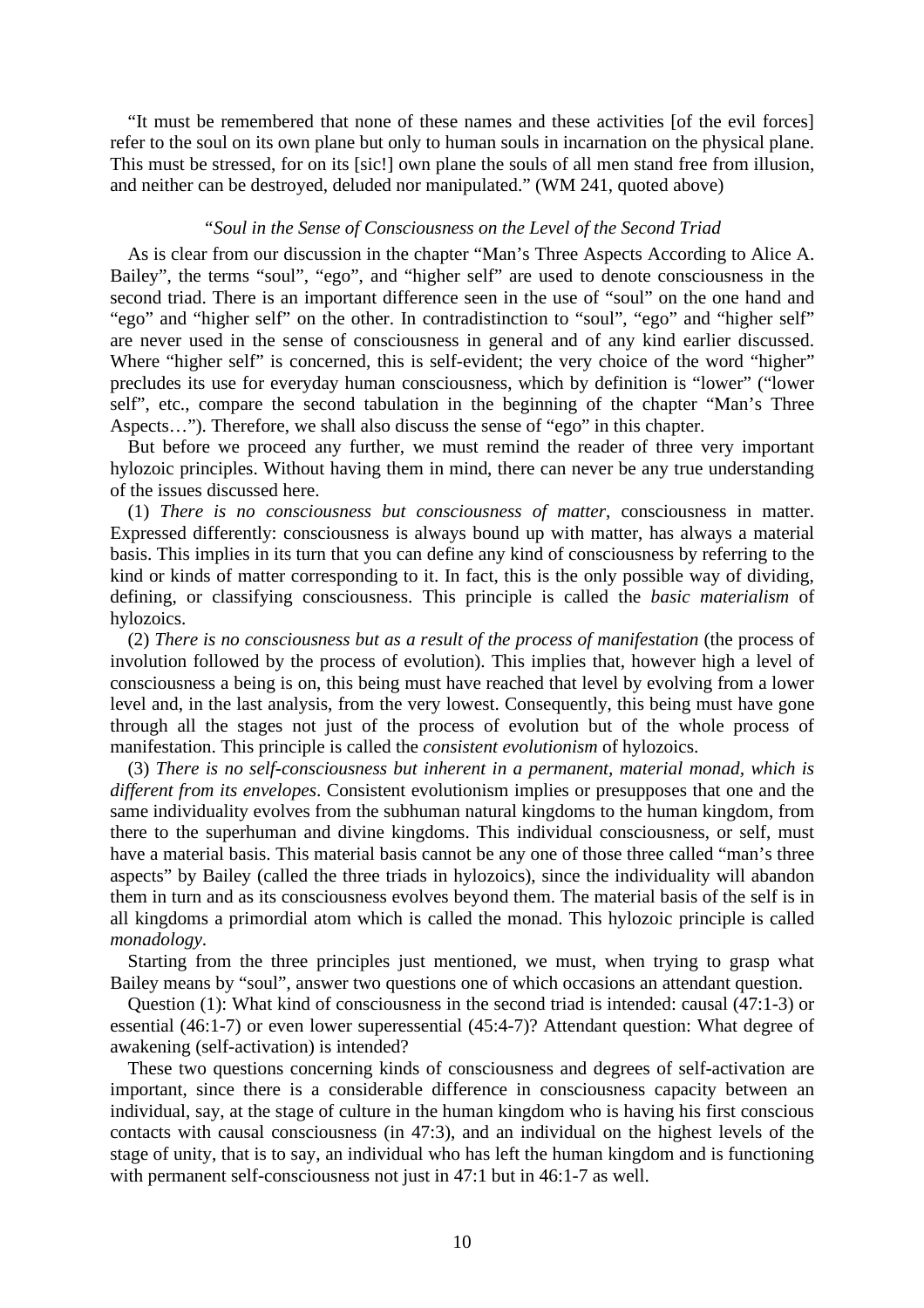"It must be remembered that none of these names and these activities [of the evil forces] refer to the soul on its own plane but only to human souls in incarnation on the physical plane. This must be stressed, for on its [sic!] own plane the souls of all men stand free from illusion, and neither can be destroyed, deluded nor manipulated." (WM 241, quoted above)

### *"Soul in the Sense of Consciousness on the Level of the Second Triad*

As is clear from our discussion in the chapter "Man's Three Aspects According to Alice A. Bailey", the terms "soul", "ego", and "higher self" are used to denote consciousness in the second triad. There is an important difference seen in the use of "soul" on the one hand and "ego" and "higher self" on the other. In contradistinction to "soul", "ego" and "higher self" are never used in the sense of consciousness in general and of any kind earlier discussed. Where "higher self" is concerned, this is self-evident; the very choice of the word "higher" precludes its use for everyday human consciousness, which by definition is "lower" ("lower self", etc., compare the second tabulation in the beginning of the chapter "Man's Three Aspects…"). Therefore, we shall also discuss the sense of "ego" in this chapter.

But before we proceed any further, we must remind the reader of three very important hylozoic principles. Without having them in mind, there can never be any true understanding of the issues discussed here.

(1) *There is no consciousness but consciousness of matter*, consciousness in matter. Expressed differently: consciousness is always bound up with matter, has always a material basis. This implies in its turn that you can define any kind of consciousness by referring to the kind or kinds of matter corresponding to it. In fact, this is the only possible way of dividing, defining, or classifying consciousness. This principle is called the *basic materialism* of hylozoics.

(2) *There is no consciousness but as a result of the process of manifestation* (the process of involution followed by the process of evolution). This implies that, however high a level of consciousness a being is on, this being must have reached that level by evolving from a lower level and, in the last analysis, from the very lowest. Consequently, this being must have gone through all the stages not just of the process of evolution but of the whole process of manifestation. This principle is called the *consistent evolutionism* of hylozoics.

(3) *There is no self-consciousness but inherent in a permanent, material monad, which is different from its envelopes*. Consistent evolutionism implies or presupposes that one and the same individuality evolves from the subhuman natural kingdoms to the human kingdom, from there to the superhuman and divine kingdoms. This individual consciousness, or self, must have a material basis. This material basis cannot be any one of those three called "man's three aspects" by Bailey (called the three triads in hylozoics), since the individuality will abandon them in turn and as its consciousness evolves beyond them. The material basis of the self is in all kingdoms a primordial atom which is called the monad. This hylozoic principle is called *monadology*.

Starting from the three principles just mentioned, we must, when trying to grasp what Bailey means by "soul", answer two questions one of which occasions an attendant question.

Question (1): What kind of consciousness in the second triad is intended: causal (47:1-3) or essential (46:1-7) or even lower superessential (45:4-7)? Attendant question: What degree of awakening (self-activation) is intended?

These two questions concerning kinds of consciousness and degrees of self-activation are important, since there is a considerable difference in consciousness capacity between an individual, say, at the stage of culture in the human kingdom who is having his first conscious contacts with causal consciousness (in 47:3), and an individual on the highest levels of the stage of unity, that is to say, an individual who has left the human kingdom and is functioning with permanent self-consciousness not just in 47:1 but in 46:1-7 as well.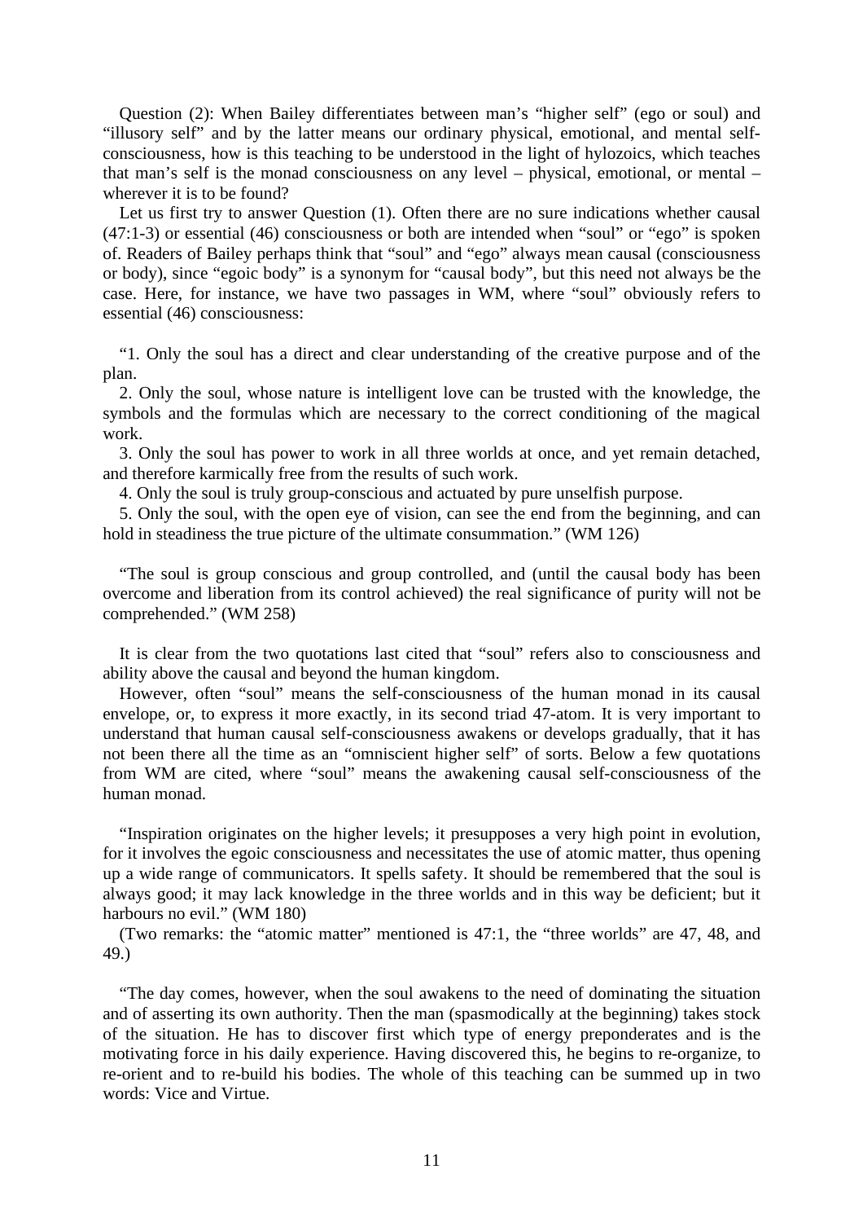Question (2): When Bailey differentiates between man’s “higher self” (ego or soul) and “illusory self” and by the latter means our ordinary physical, emotional, and mental self-consciousness, how is this teaching to be understood in the light of hylozoics, which teaches that man’s self is the monad consciousness on any level – physical, emotional, or mental – wherever it is to be found?

Let us first try to answer Question (1). Often there are no sure indications whether causal (47:1-3) or essential (46) consciousness or both are intended when “soul” or “ego” is spoken of. Readers of Bailey perhaps think that “soul” and “ego” always mean causal (consciousness or body), since “egoic body” is a synonym for “causal body”, but this need not always be the case. Here, for instance, we have two passages in WM, where “soul” obviously refers to essential (46) consciousness:

“1. Only the soul has a direct and clear understanding of the creative purpose and of the plan.

2. Only the soul, whose nature is intelligent love can be trusted with the knowledge, the symbols and the formulas which are necessary to the correct conditioning of the magical work.

3. Only the soul has power to work in all three worlds at once, and yet remain detached, and therefore karmically free from the results of such work.

4. Only the soul is truly group-conscious and actuated by pure unselfish purpose.

5. Only the soul, with the open eye of vision, can see the end from the beginning, and can hold in steadiness the true picture of the ultimate consummation.” (WM 126)

“The soul is group conscious and group controlled, and (until the causal body has been overcome and liberation from its control achieved) the real significance of purity will not be comprehended.” (WM 258)

It is clear from the two quotations last cited that “soul” refers also to consciousness and ability above the causal and beyond the human kingdom.

However, often “soul” means the self-consciousness of the human monad in its causal envelope, or, to express it more exactly, in its second triad 47-atom. It is very important to understand that human causal self-consciousness awakens or develops gradually, that it has not been there all the time as an “omniscient higher self” of sorts. Below a few quotations from WM are cited, where “soul” means the awakening causal self-consciousness of the human monad.

“Inspiration originates on the higher levels; it presupposes a very high point in evolution, for it involves the egoic consciousness and necessitates the use of atomic matter, thus opening up a wide range of communicators. It spells safety. It should be remembered that the soul is always good; it may lack knowledge in the three worlds and in this way be deficient; but it harbours no evil.” (WM 180)

(Two remarks: the “atomic matter” mentioned is 47:1, the “three worlds” are 47, 48, and 49.)

“The day comes, however, when the soul awakens to the need of dominating the situation and of asserting its own authority. Then the man (spasmodically at the beginning) takes stock of the situation. He has to discover first which type of energy preponderates and is the motivating force in his daily experience. Having discovered this, he begins to re-organize, to re-orient and to re-build his bodies. The whole of this teaching can be summed up in two words: Vice and Virtue.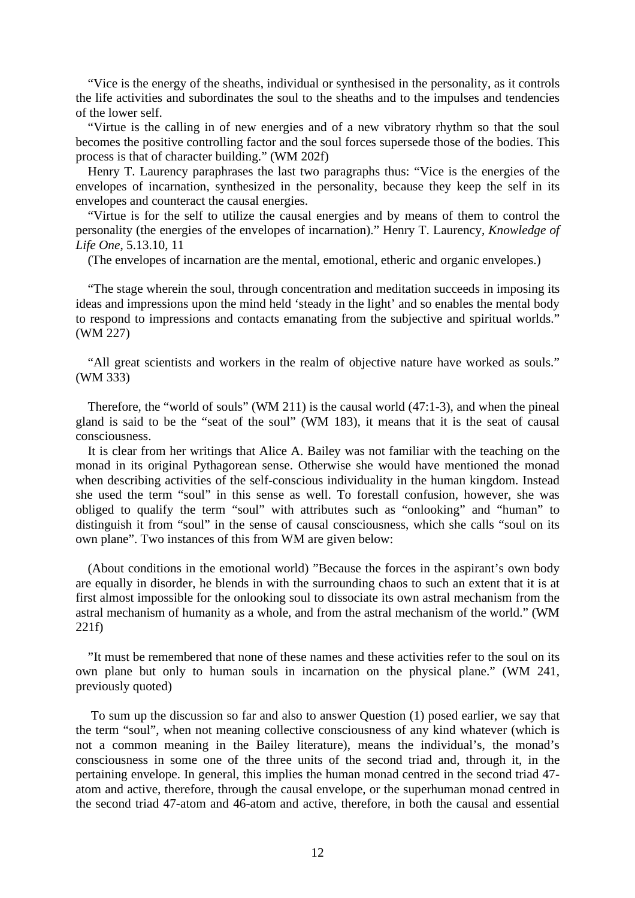"Vice is the energy of the sheaths, individual or synthesised in the personality, as it controls the life activities and subordinates the soul to the sheaths and to the impulses and tendencies of the lower self.

"Virtue is the calling in of new energies and of a new vibratory rhythm so that the soul becomes the positive controlling factor and the soul forces supersede those of the bodies. This process is that of character building." (WM 202f)

Henry T. Laurency paraphrases the last two paragraphs thus: "Vice is the energies of the envelopes of incarnation, synthesized in the personality, because they keep the self in its envelopes and counteract the causal energies.

"Virtue is for the self to utilize the causal energies and by means of them to control the personality (the energies of the envelopes of incarnation)." Henry T. Laurency, *Knowledge of Life One*, 5.13.10, 11

(The envelopes of incarnation are the mental, emotional, etheric and organic envelopes.)

"The stage wherein the soul, through concentration and meditation succeeds in imposing its ideas and impressions upon the mind held 'steady in the light' and so enables the mental body to respond to impressions and contacts emanating from the subjective and spiritual worlds." (WM 227)

"All great scientists and workers in the realm of objective nature have worked as souls." (WM 333)

Therefore, the "world of souls" (WM 211) is the causal world (47:1-3), and when the pineal gland is said to be the "seat of the soul" (WM 183), it means that it is the seat of causal consciousness.

It is clear from her writings that Alice A. Bailey was not familiar with the teaching on the monad in its original Pythagorean sense. Otherwise she would have mentioned the monad when describing activities of the self-conscious individuality in the human kingdom. Instead she used the term "soul" in this sense as well. To forestall confusion, however, she was obliged to qualify the term "soul" with attributes such as "onlooking" and "human" to distinguish it from "soul" in the sense of causal consciousness, which she calls "soul on its own plane". Two instances of this from WM are given below:

(About conditions in the emotional world) "Because the forces in the aspirant's own body are equally in disorder, he blends in with the surrounding chaos to such an extent that it is at first almost impossible for the onlooking soul to dissociate its own astral mechanism from the astral mechanism of humanity as a whole, and from the astral mechanism of the world." (WM 221f)

"It must be remembered that none of these names and these activities refer to the soul on its own plane but only to human souls in incarnation on the physical plane." (WM 241, previously quoted)

To sum up the discussion so far and also to answer Question (1) posed earlier, we say that the term "soul", when not meaning collective consciousness of any kind whatever (which is not a common meaning in the Bailey literature), means the individual's, the monad's consciousness in some one of the three units of the second triad and, through it, in the pertaining envelope. In general, this implies the human monad centred in the second triad 47-atom and active, therefore, through the causal envelope, or the superhuman monad centred in the second triad 47-atom and 46-atom and active, therefore, in both the causal and essential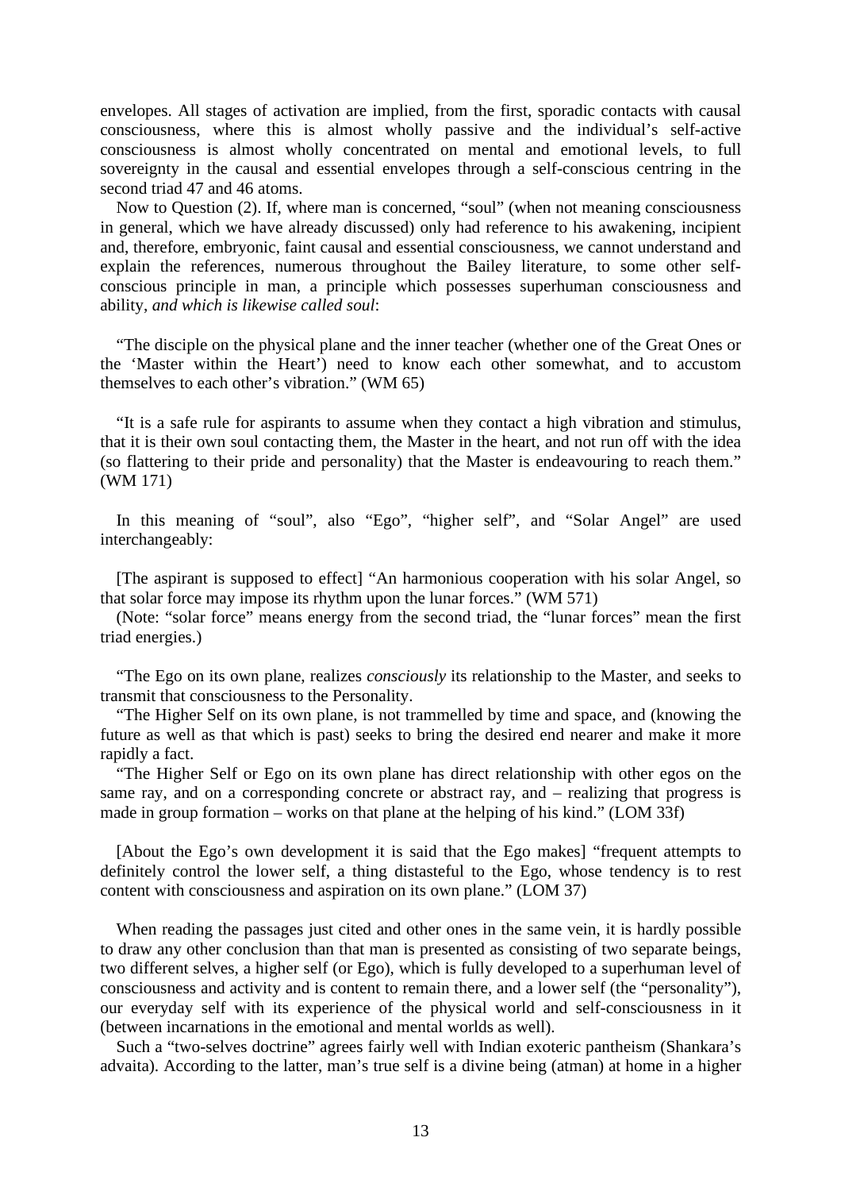envelopes. All stages of activation are implied, from the first, sporadic contacts with causal consciousness, where this is almost wholly passive and the individual's self-active consciousness is almost wholly concentrated on mental and emotional levels, to full sovereignty in the causal and essential envelopes through a self-conscious centring in the second triad 47 and 46 atoms.

Now to Question (2). If, where man is concerned, "soul" (when not meaning consciousness in general, which we have already discussed) only had reference to his awakening, incipient and, therefore, embryonic, faint causal and essential consciousness, we cannot understand and explain the references, numerous throughout the Bailey literature, to some other self-conscious principle in man, a principle which possesses superhuman consciousness and ability, *and which is likewise called soul*:

"The disciple on the physical plane and the inner teacher (whether one of the Great Ones or the 'Master within the Heart') need to know each other somewhat, and to accustom themselves to each other's vibration." (WM 65)

"It is a safe rule for aspirants to assume when they contact a high vibration and stimulus, that it is their own soul contacting them, the Master in the heart, and not run off with the idea (so flattering to their pride and personality) that the Master is endeavouring to reach them." (WM 171)

In this meaning of "soul", also "Ego", "higher self", and "Solar Angel" are used interchangeably:

[The aspirant is supposed to effect] "An harmonious cooperation with his solar Angel, so that solar force may impose its rhythm upon the lunar forces." (WM 571)

(Note: "solar force" means energy from the second triad, the "lunar forces" mean the first triad energies.)

"The Ego on its own plane, realizes *consciously* its relationship to the Master, and seeks to transmit that consciousness to the Personality.

"The Higher Self on its own plane, is not trammelled by time and space, and (knowing the future as well as that which is past) seeks to bring the desired end nearer and make it more rapidly a fact.

"The Higher Self or Ego on its own plane has direct relationship with other egos on the same ray, and on a corresponding concrete or abstract ray, and – realizing that progress is made in group formation – works on that plane at the helping of his kind." (LOM 33f)

[About the Ego's own development it is said that the Ego makes] "frequent attempts to definitely control the lower self, a thing distasteful to the Ego, whose tendency is to rest content with consciousness and aspiration on its own plane." (LOM 37)

When reading the passages just cited and other ones in the same vein, it is hardly possible to draw any other conclusion than that man is presented as consisting of two separate beings, two different selves, a higher self (or Ego), which is fully developed to a superhuman level of consciousness and activity and is content to remain there, and a lower self (the "personality"), our everyday self with its experience of the physical world and self-consciousness in it (between incarnations in the emotional and mental worlds as well).

Such a "two-selves doctrine" agrees fairly well with Indian exoteric pantheism (Shankara's advaita). According to the latter, man's true self is a divine being (atman) at home in a higher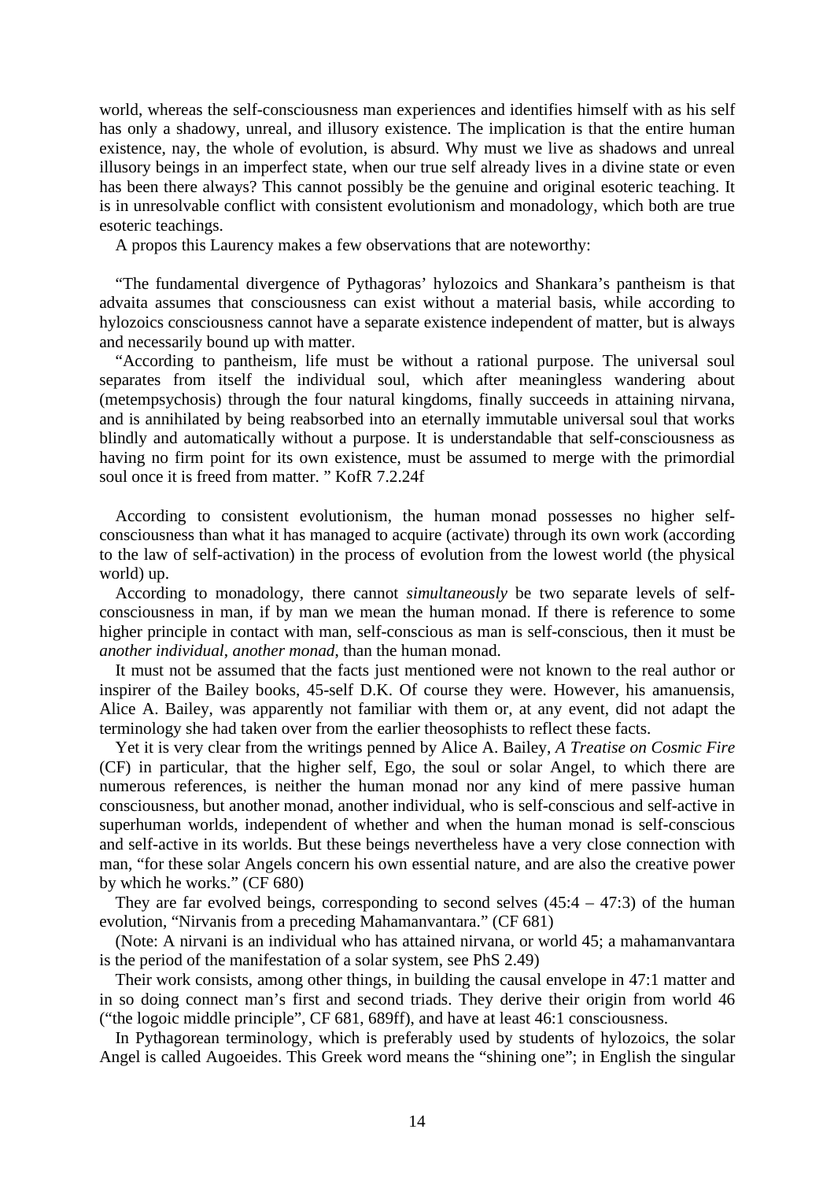world, whereas the self-consciousness man experiences and identifies himself with as his self has only a shadowy, unreal, and illusory existence. The implication is that the entire human existence, nay, the whole of evolution, is absurd. Why must we live as shadows and unreal illusory beings in an imperfect state, when our true self already lives in a divine state or even has been there always? This cannot possibly be the genuine and original esoteric teaching. It is in unresolvable conflict with consistent evolutionism and monadology, which both are true esoteric teachings.

A propos this Laurency makes a few observations that are noteworthy:

"The fundamental divergence of Pythagoras' hylozoics and Shankara's pantheism is that advaita assumes that consciousness can exist without a material basis, while according to hylozoics consciousness cannot have a separate existence independent of matter, but is always and necessarily bound up with matter.

"According to pantheism, life must be without a rational purpose. The universal soul separates from itself the individual soul, which after meaningless wandering about (metempsychosis) through the four natural kingdoms, finally succeeds in attaining nirvana, and is annihilated by being reabsorbed into an eternally immutable universal soul that works blindly and automatically without a purpose. It is understandable that self-consciousness as having no firm point for its own existence, must be assumed to merge with the primordial soul once it is freed from matter. " KofR 7.2.24f

According to consistent evolutionism, the human monad possesses no higher self-consciousness than what it has managed to acquire (activate) through its own work (according to the law of self-activation) in the process of evolution from the lowest world (the physical world) up.

According to monadology, there cannot *simultaneously* be two separate levels of self-consciousness in man, if by man we mean the human monad. If there is reference to some higher principle in contact with man, self-conscious as man is self-conscious, then it must be *another individual*, *another monad*, than the human monad.

It must not be assumed that the facts just mentioned were not known to the real author or inspirer of the Bailey books, 45-self D.K. Of course they were. However, his amanuensis, Alice A. Bailey, was apparently not familiar with them or, at any event, did not adapt the terminology she had taken over from the earlier theosophists to reflect these facts.

Yet it is very clear from the writings penned by Alice A. Bailey, *A Treatise on Cosmic Fire* (CF) in particular, that the higher self, Ego, the soul or solar Angel, to which there are numerous references, is neither the human monad nor any kind of mere passive human consciousness, but another monad, another individual, who is self-conscious and self-active in superhuman worlds, independent of whether and when the human monad is self-conscious and self-active in its worlds. But these beings nevertheless have a very close connection with man, "for these solar Angels concern his own essential nature, and are also the creative power by which he works." (CF 680)

They are far evolved beings, corresponding to second selves (45:4 – 47:3) of the human evolution, "Nirvanis from a preceding Mahamanvantara." (CF 681)

(Note: A nirvani is an individual who has attained nirvana, or world 45; a mahamanvantara is the period of the manifestation of a solar system, see PhS 2.49)

Their work consists, among other things, in building the causal envelope in 47:1 matter and in so doing connect man's first and second triads. They derive their origin from world 46 ("the logoic middle principle", CF 681, 689ff), and have at least 46:1 consciousness.

In Pythagorean terminology, which is preferably used by students of hylozoics, the solar Angel is called Augoeides. This Greek word means the "shining one"; in English the singular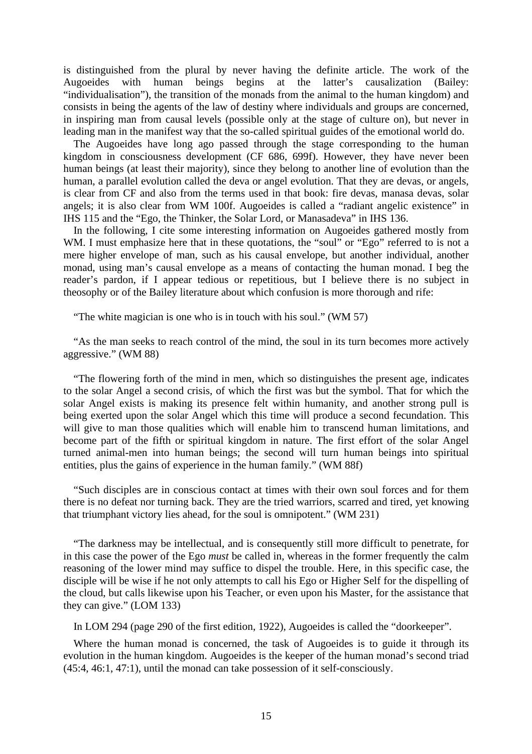is distinguished from the plural by never having the definite article. The work of the Augoeides with human beings begins at the latter's causalization (Bailey: "individualisation"), the transition of the monads from the animal to the human kingdom) and consists in being the agents of the law of destiny where individuals and groups are concerned, in inspiring man from causal levels (possible only at the stage of culture on), but never in leading man in the manifest way that the so-called spiritual guides of the emotional world do.

The Augoeides have long ago passed through the stage corresponding to the human kingdom in consciousness development (CF 686, 699f). However, they have never been human beings (at least their majority), since they belong to another line of evolution than the human, a parallel evolution called the deva or angel evolution. That they are devas, or angels, is clear from CF and also from the terms used in that book: fire devas, manasa devas, solar angels; it is also clear from WM 100f. Augoeides is called a "radiant angelic existence" in IHS 115 and the "Ego, the Thinker, the Solar Lord, or Manasadeva" in IHS 136.

In the following, I cite some interesting information on Augoeides gathered mostly from WM. I must emphasize here that in these quotations, the "soul" or "Ego" referred to is not a mere higher envelope of man, such as his causal envelope, but another individual, another monad, using man's causal envelope as a means of contacting the human monad. I beg the reader's pardon, if I appear tedious or repetitious, but I believe there is no subject in theosophy or of the Bailey literature about which confusion is more thorough and rife:

"The white magician is one who is in touch with his soul." (WM 57)

"As the man seeks to reach control of the mind, the soul in its turn becomes more actively aggressive." (WM 88)

"The flowering forth of the mind in men, which so distinguishes the present age, indicates to the solar Angel a second crisis, of which the first was but the symbol. That for which the solar Angel exists is making its presence felt within humanity, and another strong pull is being exerted upon the solar Angel which this time will produce a second fecundation. This will give to man those qualities which will enable him to transcend human limitations, and become part of the fifth or spiritual kingdom in nature. The first effort of the solar Angel turned animal-men into human beings; the second will turn human beings into spiritual entities, plus the gains of experience in the human family." (WM 88f)

"Such disciples are in conscious contact at times with their own soul forces and for them there is no defeat nor turning back. They are the tried warriors, scarred and tired, yet knowing that triumphant victory lies ahead, for the soul is omnipotent." (WM 231)

"The darkness may be intellectual, and is consequently still more difficult to penetrate, for in this case the power of the Ego *must* be called in, whereas in the former frequently the calm reasoning of the lower mind may suffice to dispel the trouble. Here, in this specific case, the disciple will be wise if he not only attempts to call his Ego or Higher Self for the dispelling of the cloud, but calls likewise upon his Teacher, or even upon his Master, for the assistance that they can give." (LOM 133)

In LOM 294 (page 290 of the first edition, 1922), Augoeides is called the "doorkeeper".

Where the human monad is concerned, the task of Augoeides is to guide it through its evolution in the human kingdom. Augoeides is the keeper of the human monad's second triad (45:4, 46:1, 47:1), until the monad can take possession of it self-consciously.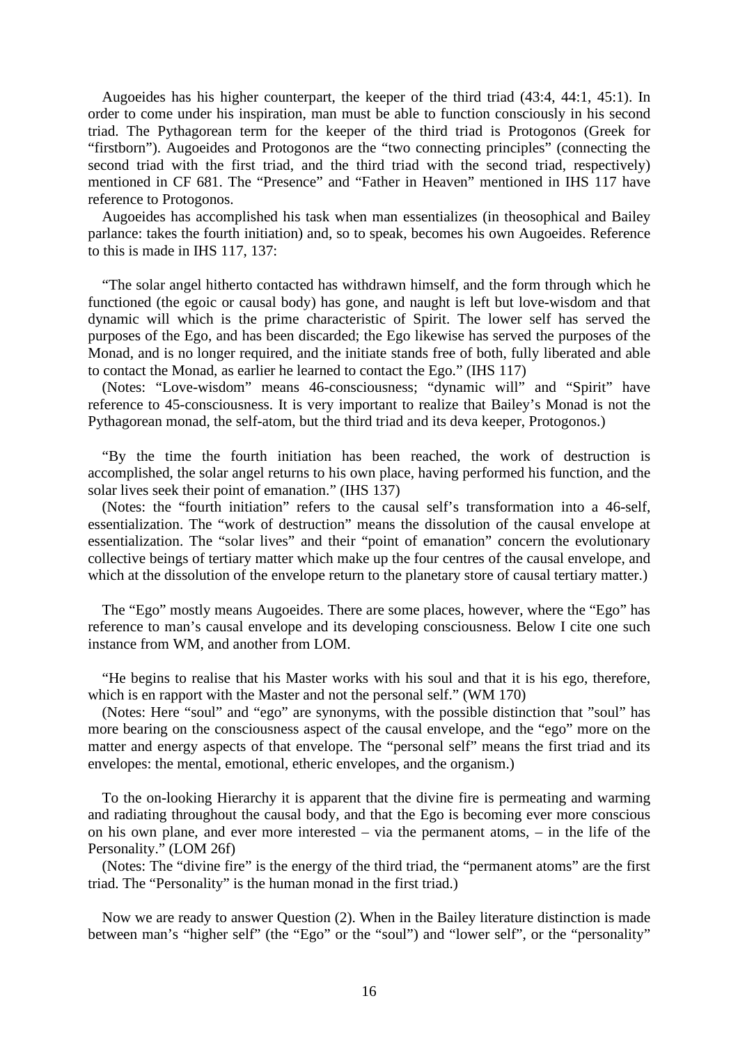Augoeides has his higher counterpart, the keeper of the third triad (43:4, 44:1, 45:1). In order to come under his inspiration, man must be able to function consciously in his second triad. The Pythagorean term for the keeper of the third triad is Protogonos (Greek for "firstborn"). Augoeides and Protogonos are the "two connecting principles" (connecting the second triad with the first triad, and the third triad with the second triad, respectively) mentioned in CF 681. The "Presence" and "Father in Heaven" mentioned in IHS 117 have reference to Protogonos.

Augoeides has accomplished his task when man essentializes (in theosophical and Bailey parlance: takes the fourth initiation) and, so to speak, becomes his own Augoeides. Reference to this is made in IHS 117, 137:

"The solar angel hitherto contacted has withdrawn himself, and the form through which he functioned (the egoic or causal body) has gone, and naught is left but love-wisdom and that dynamic will which is the prime characteristic of Spirit. The lower self has served the purposes of the Ego, and has been discarded; the Ego likewise has served the purposes of the Monad, and is no longer required, and the initiate stands free of both, fully liberated and able to contact the Monad, as earlier he learned to contact the Ego." (IHS 117)

(Notes: "Love-wisdom" means 46-consciousness; "dynamic will" and "Spirit" have reference to 45-consciousness. It is very important to realize that Bailey's Monad is not the Pythagorean monad, the self-atom, but the third triad and its deva keeper, Protogonos.)

"By the time the fourth initiation has been reached, the work of destruction is accomplished, the solar angel returns to his own place, having performed his function, and the solar lives seek their point of emanation." (IHS 137)

(Notes: the "fourth initiation" refers to the causal self's transformation into a 46-self, essentialization. The "work of destruction" means the dissolution of the causal envelope at essentialization. The "solar lives" and their "point of emanation" concern the evolutionary collective beings of tertiary matter which make up the four centres of the causal envelope, and which at the dissolution of the envelope return to the planetary store of causal tertiary matter.)

The "Ego" mostly means Augoeides. There are some places, however, where the "Ego" has reference to man's causal envelope and its developing consciousness. Below I cite one such instance from WM, and another from LOM.

"He begins to realise that his Master works with his soul and that it is his ego, therefore, which is en rapport with the Master and not the personal self." (WM 170)

(Notes: Here "soul" and "ego" are synonyms, with the possible distinction that "soul" has more bearing on the consciousness aspect of the causal envelope, and the "ego" more on the matter and energy aspects of that envelope. The "personal self" means the first triad and its envelopes: the mental, emotional, etheric envelopes, and the organism.)

To the on-looking Hierarchy it is apparent that the divine fire is permeating and warming and radiating throughout the causal body, and that the Ego is becoming ever more conscious on his own plane, and ever more interested – via the permanent atoms, – in the life of the Personality." (LOM 26f)

(Notes: The "divine fire" is the energy of the third triad, the "permanent atoms" are the first triad. The "Personality" is the human monad in the first triad.)

Now we are ready to answer Question (2). When in the Bailey literature distinction is made between man's "higher self" (the "Ego" or the "soul") and "lower self", or the "personality"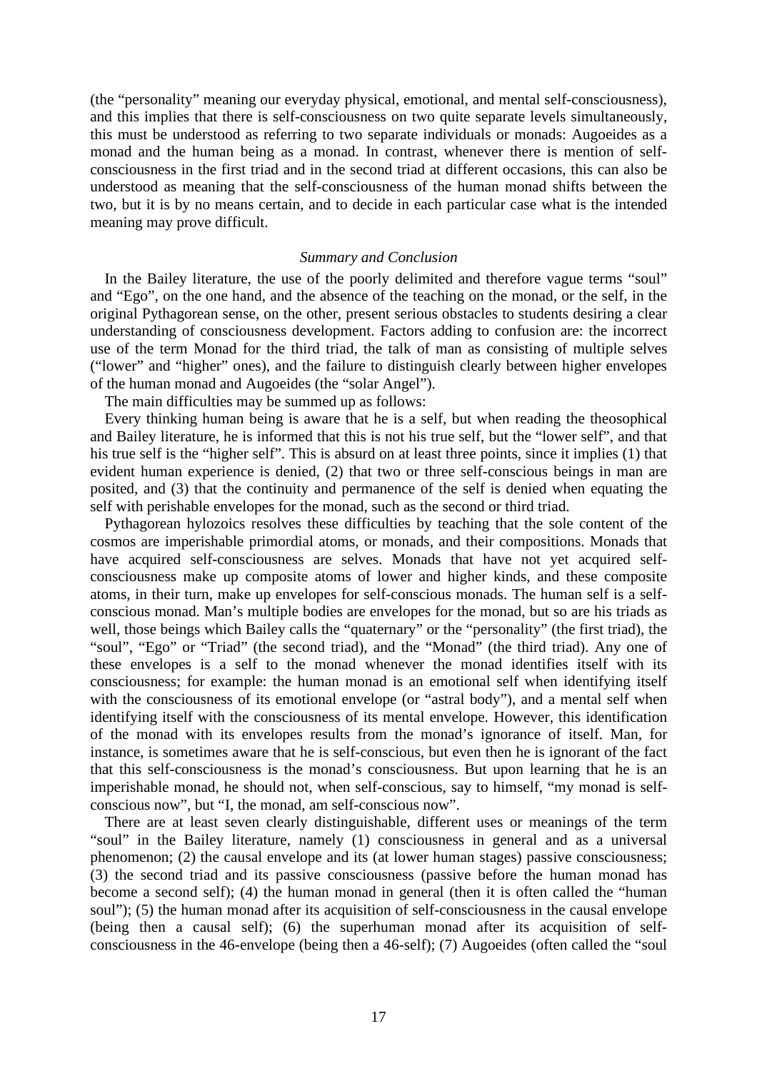(the "personality" meaning our everyday physical, emotional, and mental self-consciousness), and this implies that there is self-consciousness on two quite separate levels simultaneously, this must be understood as referring to two separate individuals or monads: Augoeides as a monad and the human being as a monad. In contrast, whenever there is mention of self-consciousness in the first triad and in the second triad at different occasions, this can also be understood as meaning that the self-consciousness of the human monad shifts between the two, but it is by no means certain, and to decide in each particular case what is the intended meaning may prove difficult.

### *Summary and Conclusion*

In the Bailey literature, the use of the poorly delimited and therefore vague terms "soul" and "Ego", on the one hand, and the absence of the teaching on the monad, or the self, in the original Pythagorean sense, on the other, present serious obstacles to students desiring a clear understanding of consciousness development. Factors adding to confusion are: the incorrect use of the term Monad for the third triad, the talk of man as consisting of multiple selves ("lower" and "higher" ones), and the failure to distinguish clearly between higher envelopes of the human monad and Augoeides (the "solar Angel").

The main difficulties may be summed up as follows:

Every thinking human being is aware that he is a self, but when reading the theosophical and Bailey literature, he is informed that this is not his true self, but the "lower self", and that his true self is the "higher self". This is absurd on at least three points, since it implies (1) that evident human experience is denied, (2) that two or three self-conscious beings in man are posited, and (3) that the continuity and permanence of the self is denied when equating the self with perishable envelopes for the monad, such as the second or third triad.

Pythagorean hylozoics resolves these difficulties by teaching that the sole content of the cosmos are imperishable primordial atoms, or monads, and their compositions. Monads that have acquired self-consciousness are selves. Monads that have not yet acquired self-consciousness make up composite atoms of lower and higher kinds, and these composite atoms, in their turn, make up envelopes for self-conscious monads. The human self is a self-conscious monad. Man's multiple bodies are envelopes for the monad, but so are his triads as well, those beings which Bailey calls the "quaternary" or the "personality" (the first triad), the "soul", "Ego" or "Triad" (the second triad), and the "Monad" (the third triad). Any one of these envelopes is a self to the monad whenever the monad identifies itself with its consciousness; for example: the human monad is an emotional self when identifying itself with the consciousness of its emotional envelope (or "astral body"), and a mental self when identifying itself with the consciousness of its mental envelope. However, this identification of the monad with its envelopes results from the monad's ignorance of itself. Man, for instance, is sometimes aware that he is self-conscious, but even then he is ignorant of the fact that this self-consciousness is the monad's consciousness. But upon learning that he is an imperishable monad, he should not, when self-conscious, say to himself, "my monad is self-conscious now", but "I, the monad, am self-conscious now".

There are at least seven clearly distinguishable, different uses or meanings of the term "soul" in the Bailey literature, namely (1) consciousness in general and as a universal phenomenon; (2) the causal envelope and its (at lower human stages) passive consciousness; (3) the second triad and its passive consciousness (passive before the human monad has become a second self); (4) the human monad in general (then it is often called the "human soul"); (5) the human monad after its acquisition of self-consciousness in the causal envelope (being then a causal self); (6) the superhuman monad after its acquisition of self-consciousness in the 46-envelope (being then a 46-self); (7) Augoeides (often called the "soul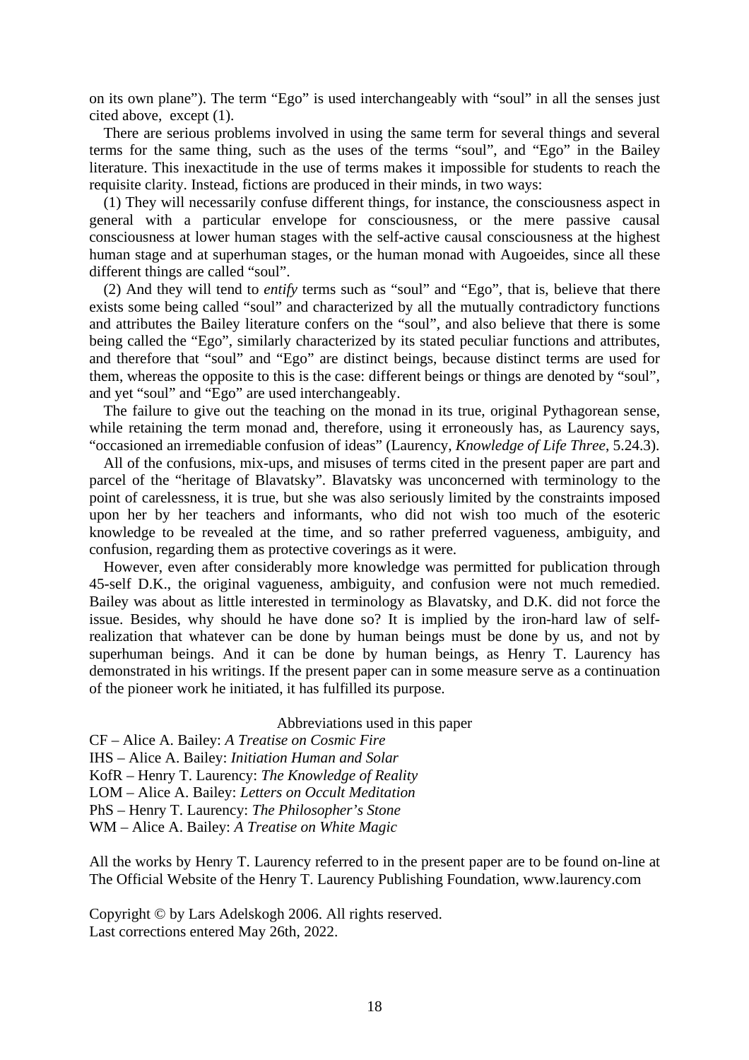on its own plane"). The term "Ego" is used interchangeably with "soul" in all the senses just cited above, except (1).

There are serious problems involved in using the same term for several things and several terms for the same thing, such as the uses of the terms "soul", and "Ego" in the Bailey literature. This inexactitude in the use of terms makes it impossible for students to reach the requisite clarity. Instead, fictions are produced in their minds, in two ways:

(1) They will necessarily confuse different things, for instance, the consciousness aspect in general with a particular envelope for consciousness, or the mere passive causal consciousness at lower human stages with the self-active causal consciousness at the highest human stage and at superhuman stages, or the human monad with Augoeides, since all these different things are called "soul".

(2) And they will tend to *entify* terms such as "soul" and "Ego", that is, believe that there exists some being called "soul" and characterized by all the mutually contradictory functions and attributes the Bailey literature confers on the "soul", and also believe that there is some being called the "Ego", similarly characterized by its stated peculiar functions and attributes, and therefore that "soul" and "Ego" are distinct beings, because distinct terms are used for them, whereas the opposite to this is the case: different beings or things are denoted by "soul", and yet "soul" and "Ego" are used interchangeably.

The failure to give out the teaching on the monad in its true, original Pythagorean sense, while retaining the term monad and, therefore, using it erroneously has, as Laurency says, "occasioned an irremediable confusion of ideas" (Laurency, *Knowledge of Life Three*, 5.24.3).

All of the confusions, mix-ups, and misuses of terms cited in the present paper are part and parcel of the "heritage of Blavatsky". Blavatsky was unconcerned with terminology to the point of carelessness, it is true, but she was also seriously limited by the constraints imposed upon her by her teachers and informants, who did not wish too much of the esoteric knowledge to be revealed at the time, and so rather preferred vagueness, ambiguity, and confusion, regarding them as protective coverings as it were.

However, even after considerably more knowledge was permitted for publication through 45-self D.K., the original vagueness, ambiguity, and confusion were not much remedied. Bailey was about as little interested in terminology as Blavatsky, and D.K. did not force the issue. Besides, why should he have done so? It is implied by the iron-hard law of self-realization that whatever can be done by human beings must be done by us, and not by superhuman beings. And it can be done by human beings, as Henry T. Laurency has demonstrated in his writings. If the present paper can in some measure serve as a continuation of the pioneer work he initiated, it has fulfilled its purpose.

Abbreviations used in this paper

CF – Alice A. Bailey: *A Treatise on Cosmic Fire*
IHS – Alice A. Bailey: *Initiation Human and Solar*
KofR – Henry T. Laurency: *The Knowledge of Reality*
LOM – Alice A. Bailey: *Letters on Occult Meditation*
PhS – Henry T. Laurency: *The Philosopher's Stone*
WM – Alice A. Bailey: *A Treatise on White Magic*

All the works by Henry T. Laurency referred to in the present paper are to be found on-line at The Official Website of the Henry T. Laurency Publishing Foundation, www.laurency.com

Copyright © by Lars Adelskogh 2006. All rights reserved.
Last corrections entered May 26th, 2022.